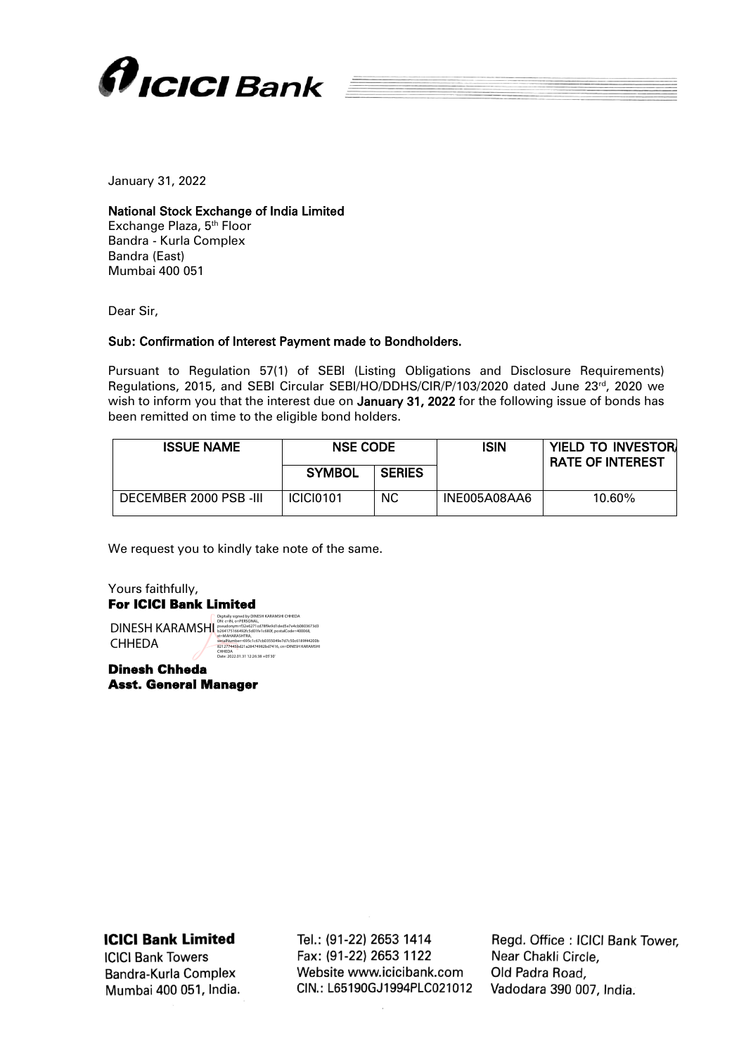January 31, 2022

**National Stock Exchange of India Limited**
Exchange Plaza, 5th Floor
Bandra - Kurla Complex
Bandra (East)
Mumbai 400 051

Dear Sir,

**Sub: Confirmation of Interest Payment made to Bondholders.**

Pursuant to Regulation 57(1) of SEBI (Listing Obligations and Disclosure Requirements) Regulations, 2015, and SEBI Circular SEBI/HO/DDHS/CIR/P/103/2020 dated June 23rd, 2020 we wish to inform you that the interest due on **January 31, 2022** for the following issue of bonds has been remitted on time to the eligible bond holders.

| ISSUE NAME | NSE CODE | | ISIN | YIELD TO INVESTOR/ RATE OF INTEREST |
|---|---|---|---|---|
| | SYMBOL | SERIES | | |
| DECEMBER 2000 PSB -III | ICICI0101 | NC | INE005A08AA6 | 10.60% |

We request you to kindly take note of the same.

Yours faithfully,
**For ICICI Bank Limited**

DINESH KARAMSHI CHHEDA

Digitally signed by DINESH KARAMSHI CHHEDA
Date: 2022.01.31 12:26:38 +05'30'

**Dinesh Chheda**
**Asst. General Manager**

**ICICI Bank Limited**
ICICI Bank Towers
Bandra-Kurla Complex
Mumbai 400 051, India.

Tel.: (91-22) 2653 1414
Fax: (91-22) 2653 1122
Website www.icicibank.com
CIN.: L65190GJ1994PLC021012

Regd. Office : ICICI Bank Tower,
Near Chakli Circle,
Old Padra Road,
Vadodara 390 007, India.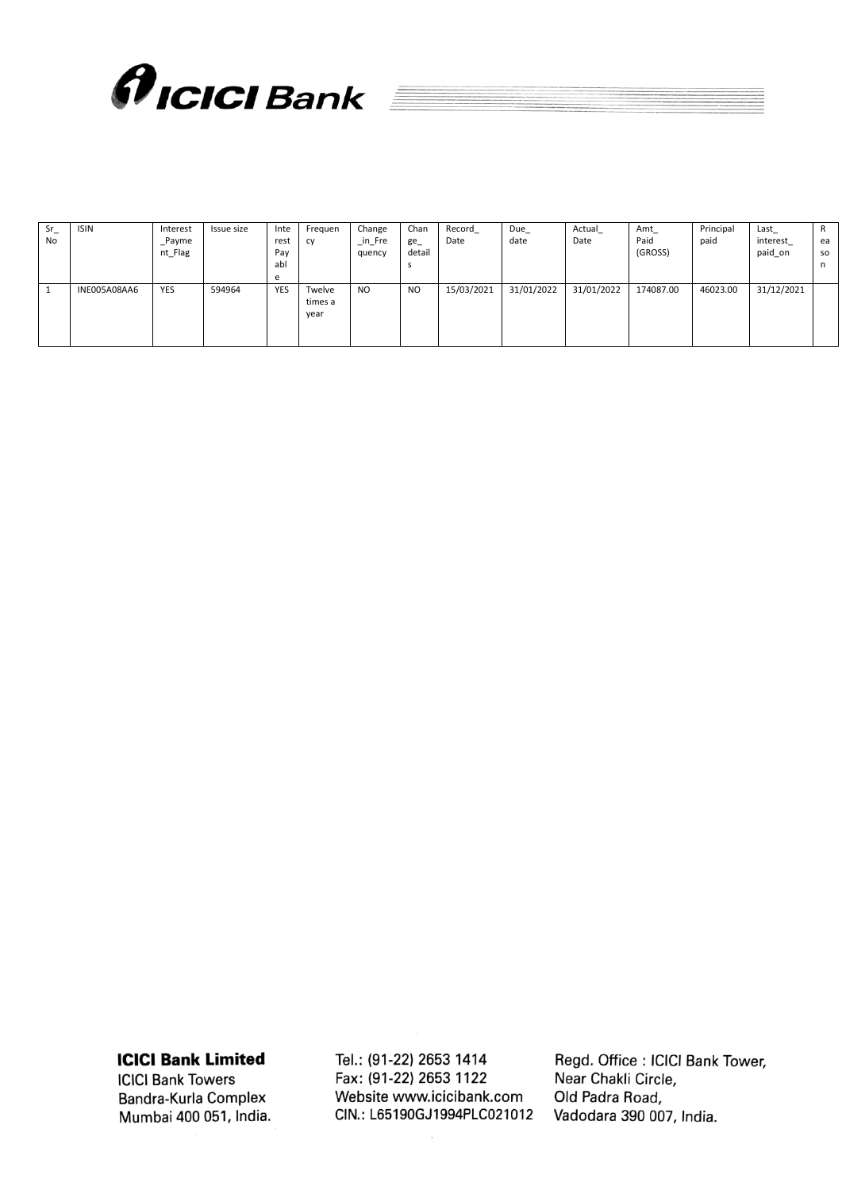| Sr_No | ISIN | Interest_Payment_Flag | Issue size | Interest Payable | Frequency | Change_in_Frequency | Change_details | Record_Date | Due_date | Actual_Date | Amt_Paid (GROSS) | Principal paid | Last_interest_paid_on | Reason |
|---|---|---|---|---|---|---|---|---|---|---|---|---|---|---|
| 1 | INE005A08AA6 | YES | 594964 | YES | Twelve times a year | NO | NO | 15/03/2021 | 31/01/2022 | 31/01/2022 | 174087.00 | 46023.00 | 31/12/2021 | |

**ICICI Bank Limited**
ICICI Bank Towers
Bandra-Kurla Complex
Mumbai 400 051, India.

Tel.: (91-22) 2653 1414
Fax: (91-22) 2653 1122
Website www.icicibank.com
CIN.: L65190GJ1994PLC021012

Regd. Office : ICICI Bank Tower,
Near Chakli Circle,
Old Padra Road,
Vadodara 390 007, India.